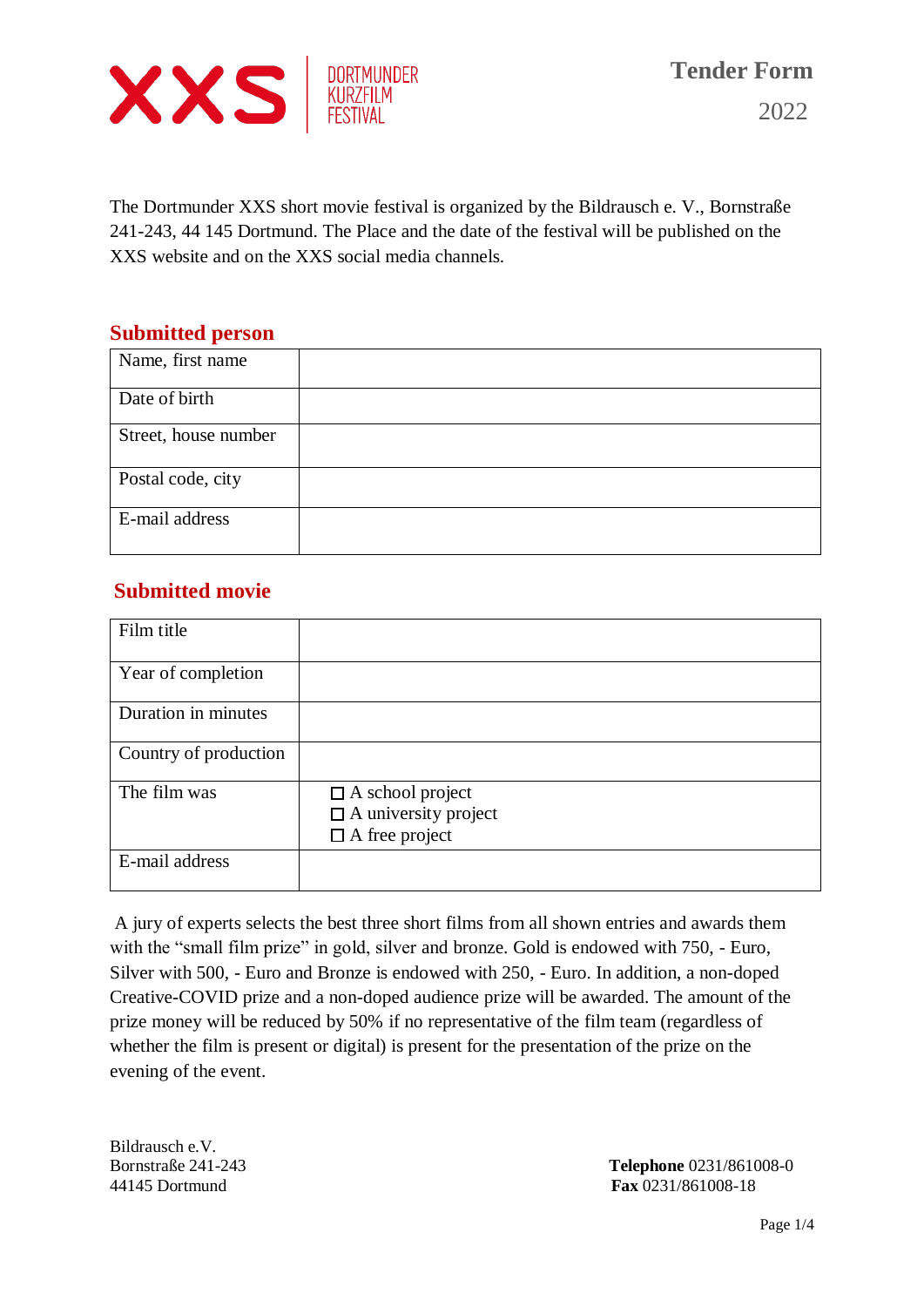XXS | DORTMUNDER KURZFILM FESTIVAL

# Tender Form 2022

The Dortmunder XXS short movie festival is organized by the Bildrausch e. V., Bornstraße 241-243, 44 145 Dortmund. The Place and the date of the festival will be published on the XXS website and on the XXS social media channels.

## Submitted person

| Name, first name | |
|---|---|
| Date of birth | |
| Street, house number | |
| Postal code, city | |
| E-mail address | |

## Submitted movie

| Film title | |
|---|---|
| Year of completion | |
| Duration in minutes | |
| Country of production | |
| The film was | ☐ A school project<br>☐ A university project<br>☐ A free project |
| E-mail address | |

A jury of experts selects the best three short films from all shown entries and awards them with the "small film prize" in gold, silver and bronze. Gold is endowed with 750, - Euro, Silver with 500, - Euro and Bronze is endowed with 250, - Euro. In addition, a non-doped Creative-COVID prize and a non-doped audience prize will be awarded. The amount of the prize money will be reduced by 50% if no representative of the film team (regardless of whether the film is present or digital) is present for the presentation of the prize on the evening of the event.

Bildrausch e.V.
Bornstraße 241-243
44145 Dortmund

**Telephone** 0231/861008-0
**Fax** 0231/861008-18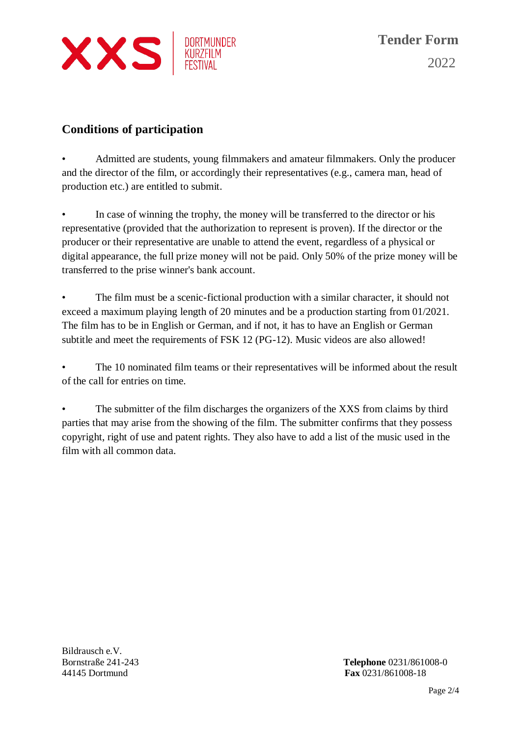## Conditions of participation

- Admitted are students, young filmmakers and amateur filmmakers. Only the producer and the director of the film, or accordingly their representatives (e.g., camera man, head of production etc.) are entitled to submit.

- In case of winning the trophy, the money will be transferred to the director or his representative (provided that the authorization to represent is proven). If the director or the producer or their representative are unable to attend the event, regardless of a physical or digital appearance, the full prize money will not be paid. Only 50% of the prize money will be transferred to the prise winner's bank account.

- The film must be a scenic-fictional production with a similar character, it should not exceed a maximum playing length of 20 minutes and be a production starting from 01/2021. The film has to be in English or German, and if not, it has to have an English or German subtitle and meet the requirements of FSK 12 (PG-12). Music videos are also allowed!

- The 10 nominated film teams or their representatives will be informed about the result of the call for entries on time.

- The submitter of the film discharges the organizers of the XXS from claims by third parties that may arise from the showing of the film. The submitter confirms that they possess copyright, right of use and patent rights. They also have to add a list of the music used in the film with all common data.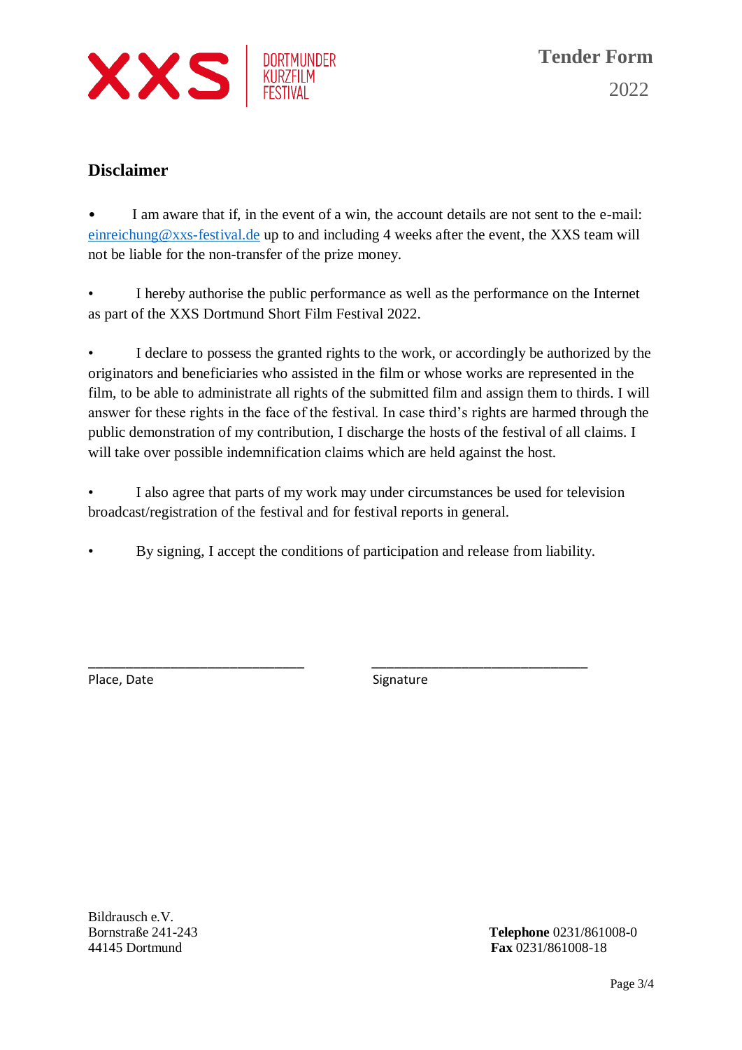DORTMUNDER KURZFILM FESTIVAL

**Tender Form**

2022

## Disclaimer

- I am aware that if, in the event of a win, the account details are not sent to the e-mail: einreichung@xxs-festival.de up to and including 4 weeks after the event, the XXS team will not be liable for the non-transfer of the prize money.

- I hereby authorise the public performance as well as the performance on the Internet as part of the XXS Dortmund Short Film Festival 2022.

- I declare to possess the granted rights to the work, or accordingly be authorized by the originators and beneficiaries who assisted in the film or whose works are represented in the film, to be able to administrate all rights of the submitted film and assign them to thirds. I will answer for these rights in the face of the festival. In case third's rights are harmed through the public demonstration of my contribution, I discharge the hosts of the festival of all claims. I will take over possible indemnification claims which are held against the host.

- I also agree that parts of my work may under circumstances be used for television broadcast/registration of the festival and for festival reports in general.

- By signing, I accept the conditions of participation and release from liability.

| ______________________________ | ______________________________ |
|---|---|
| Place, Date | Signature |

Bildrausch e.V.
Bornstraße 241-243
44145 Dortmund

**Telephone** 0231/861008-0
**Fax** 0231/861008-18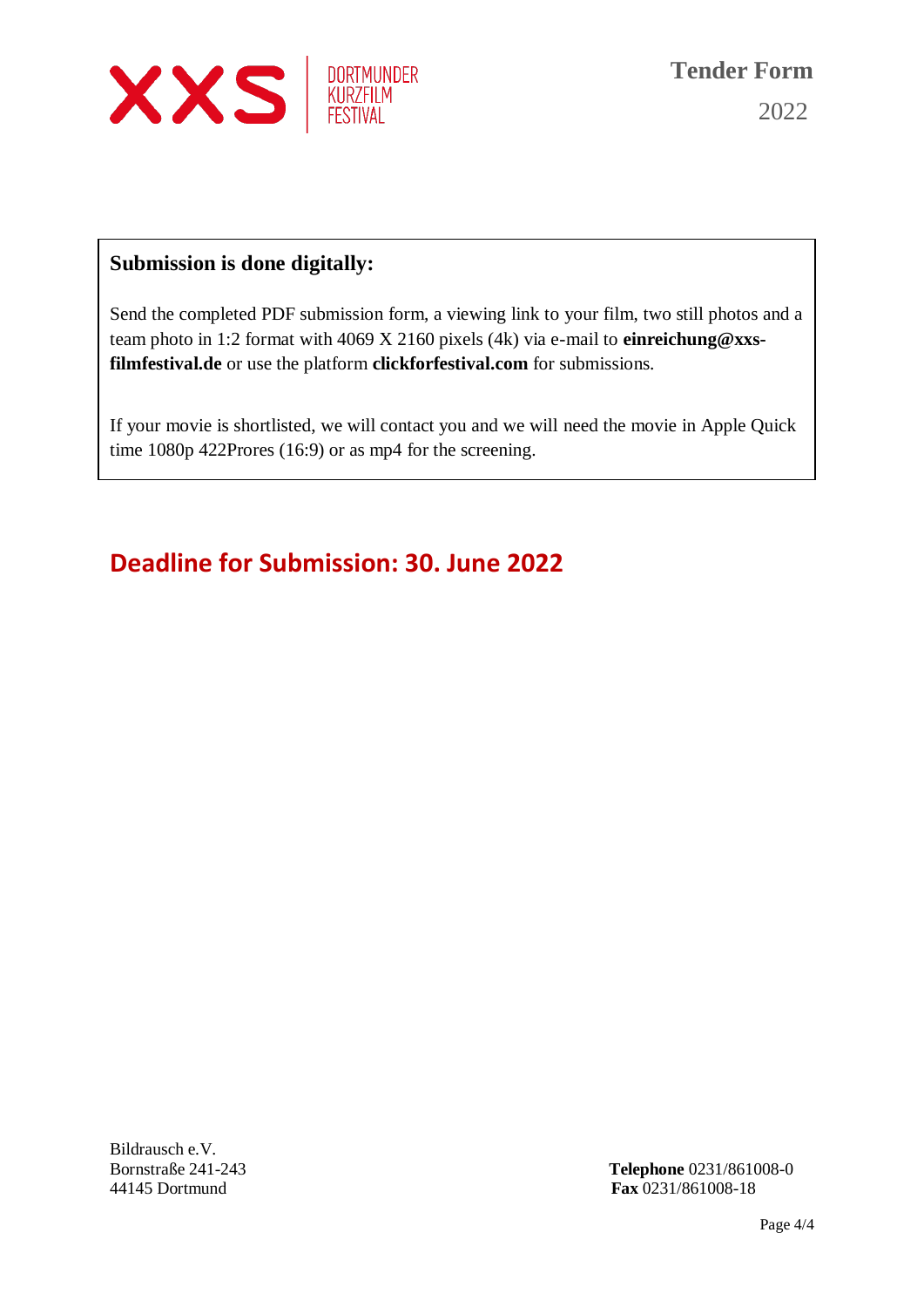## Submission is done digitally:

Send the completed PDF submission form, a viewing link to your film, two still photos and a team photo in 1:2 format with 4069 X 2160 pixels (4k) via e-mail to **einreichung@xxs-filmfestival.de** or use the platform **clickforfestival.com** for submissions.

If your movie is shortlisted, we will contact you and we will need the movie in Apple Quick time 1080p 422Prores (16:9) or as mp4 for the screening.

## Deadline for Submission: 30. June 2022

Bildrausch e.V.
Bornstraße 241-243
44145 Dortmund

**Telephone** 0231/861008-0
**Fax** 0231/861008-18